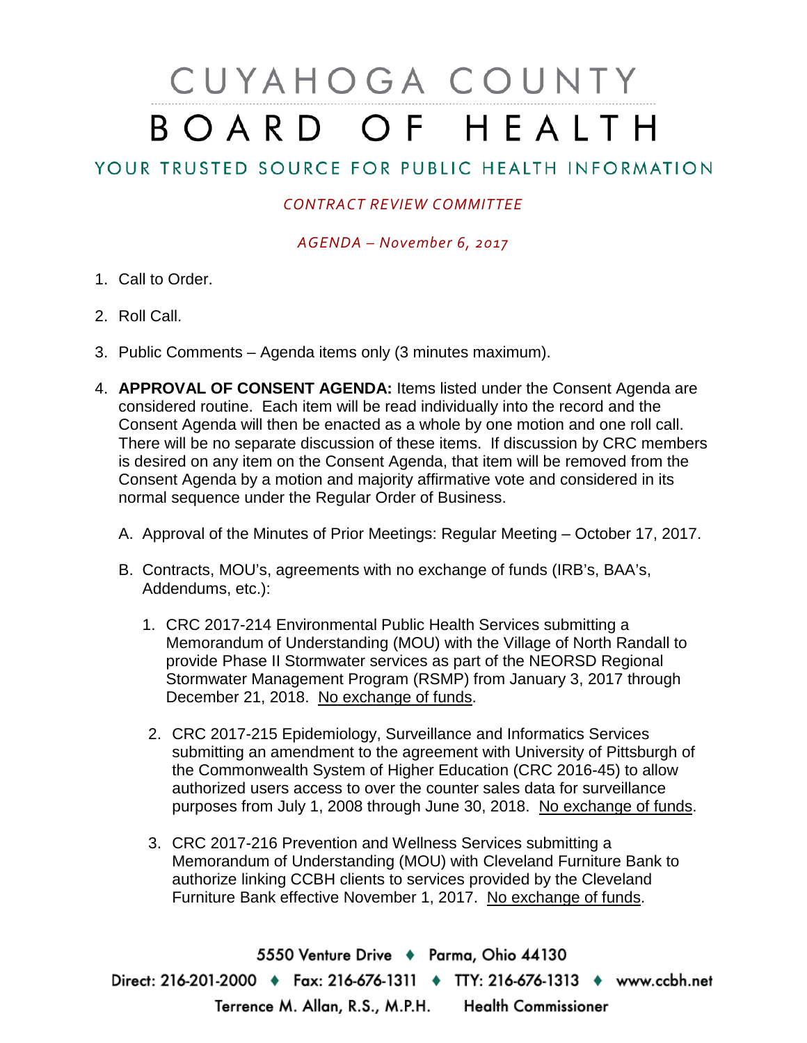# CUYAHOGA COUNTY BOARD OF HEALTH

## YOUR TRUSTED SOURCE FOR PUBLIC HEALTH INFORMATION

*CONTRACT REVIEW COMMITTEE*

*AGENDA – November 6, 2017*

1. Call to Order.

2. Roll Call.

3. Public Comments – Agenda items only (3 minutes maximum).

4. **APPROVAL OF CONSENT AGENDA:** Items listed under the Consent Agenda are considered routine. Each item will be read individually into the record and the Consent Agenda will then be enacted as a whole by one motion and one roll call. There will be no separate discussion of these items. If discussion by CRC members is desired on any item on the Consent Agenda, that item will be removed from the Consent Agenda by a motion and majority affirmative vote and considered in its normal sequence under the Regular Order of Business.

   A. Approval of the Minutes of Prior Meetings: Regular Meeting – October 17, 2017.

   B. Contracts, MOU's, agreements with no exchange of funds (IRB's, BAA's, Addendums, etc.):

      1. CRC 2017-214 Environmental Public Health Services submitting a Memorandum of Understanding (MOU) with the Village of North Randall to provide Phase II Stormwater services as part of the NEORSD Regional Stormwater Management Program (RSMP) from January 3, 2017 through December 21, 2018. No exchange of funds.

      2. CRC 2017-215 Epidemiology, Surveillance and Informatics Services submitting an amendment to the agreement with University of Pittsburgh of the Commonwealth System of Higher Education (CRC 2016-45) to allow authorized users access to over the counter sales data for surveillance purposes from July 1, 2008 through June 30, 2018. No exchange of funds.

      3. CRC 2017-216 Prevention and Wellness Services submitting a Memorandum of Understanding (MOU) with Cleveland Furniture Bank to authorize linking CCBH clients to services provided by the Cleveland Furniture Bank effective November 1, 2017. No exchange of funds.

5550 Venture Drive ♦ Parma, Ohio 44130

Direct: 216-201-2000 ♦ Fax: 216-676-1311 ♦ TTY: 216-676-1313 ♦ www.ccbh.net

Terrence M. Allan, R.S., M.P.H. Health Commissioner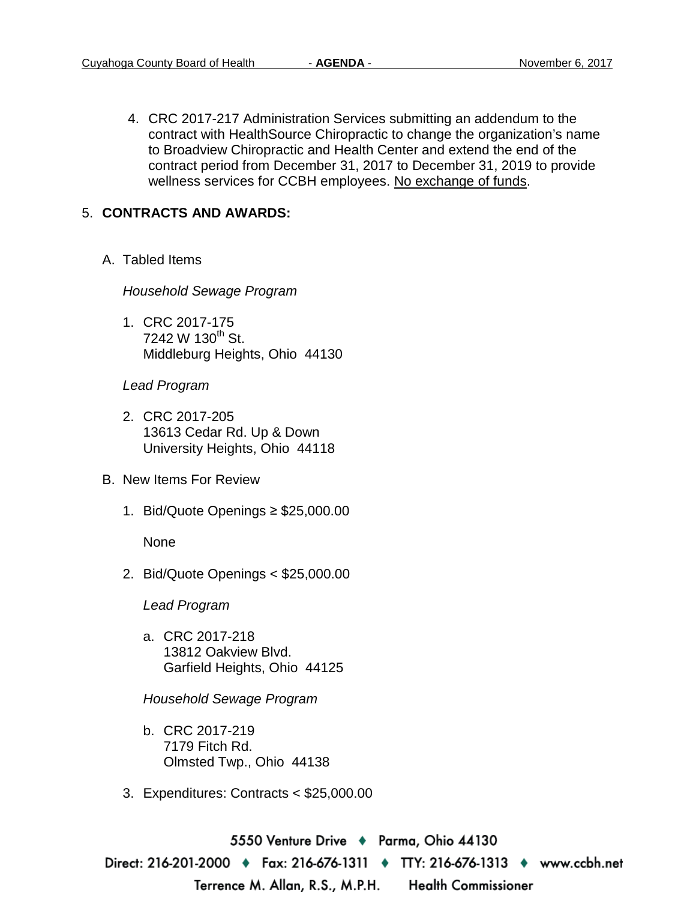4. CRC 2017-217 Administration Services submitting an addendum to the contract with HealthSource Chiropractic to change the organization's name to Broadview Chiropractic and Health Center and extend the end of the contract period from December 31, 2017 to December 31, 2019 to provide wellness services for CCBH employees. No exchange of funds.

5. **CONTRACTS AND AWARDS:**

A. Tabled Items

*Household Sewage Program*

1. CRC 2017-175
   7242 W 130th St.
   Middleburg Heights, Ohio  44130

*Lead Program*

2. CRC 2017-205
   13613 Cedar Rd. Up & Down
   University Heights, Ohio  44118

B. New Items For Review

1. Bid/Quote Openings ≥ $25,000.00

   None

2. Bid/Quote Openings < $25,000.00

   *Lead Program*

   a. CRC 2017-218
      13812 Oakview Blvd.
      Garfield Heights, Ohio  44125

   *Household Sewage Program*

   b. CRC 2017-219
      7179 Fitch Rd.
      Olmsted Twp., Ohio  44138

3. Expenditures: Contracts < $25,000.00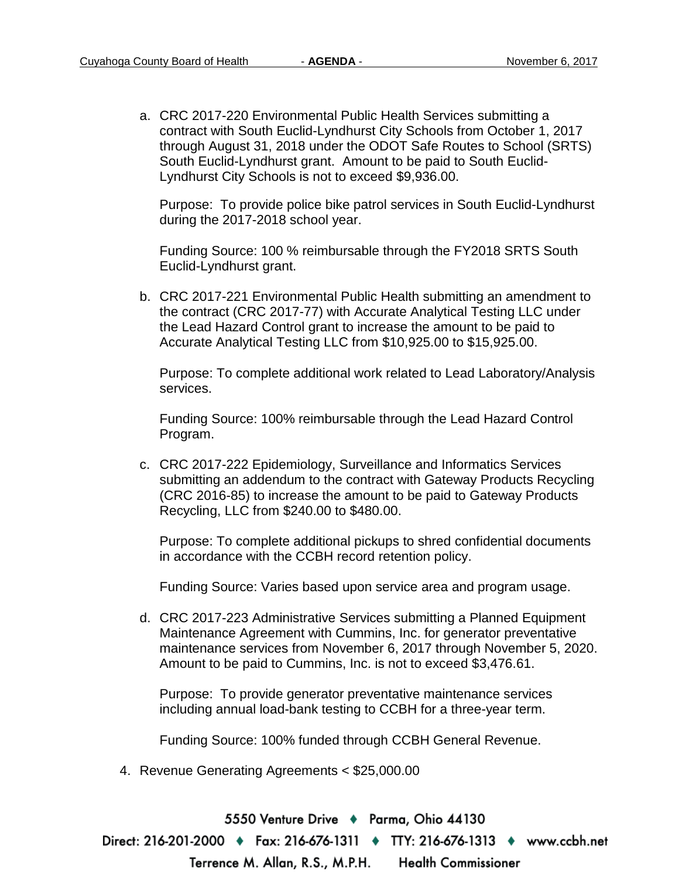a. CRC 2017-220 Environmental Public Health Services submitting a contract with South Euclid-Lyndhurst City Schools from October 1, 2017 through August 31, 2018 under the ODOT Safe Routes to School (SRTS) South Euclid-Lyndhurst grant. Amount to be paid to South Euclid-Lyndhurst City Schools is not to exceed $9,936.00.

   Purpose: To provide police bike patrol services in South Euclid-Lyndhurst during the 2017-2018 school year.

   Funding Source: 100 % reimbursable through the FY2018 SRTS South Euclid-Lyndhurst grant.

b. CRC 2017-221 Environmental Public Health submitting an amendment to the contract (CRC 2017-77) with Accurate Analytical Testing LLC under the Lead Hazard Control grant to increase the amount to be paid to Accurate Analytical Testing LLC from $10,925.00 to $15,925.00.

   Purpose: To complete additional work related to Lead Laboratory/Analysis services.

   Funding Source: 100% reimbursable through the Lead Hazard Control Program.

c. CRC 2017-222 Epidemiology, Surveillance and Informatics Services submitting an addendum to the contract with Gateway Products Recycling (CRC 2016-85) to increase the amount to be paid to Gateway Products Recycling, LLC from $240.00 to $480.00.

   Purpose: To complete additional pickups to shred confidential documents in accordance with the CCBH record retention policy.

   Funding Source: Varies based upon service area and program usage.

d. CRC 2017-223 Administrative Services submitting a Planned Equipment Maintenance Agreement with Cummins, Inc. for generator preventative maintenance services from November 6, 2017 through November 5, 2020. Amount to be paid to Cummins, Inc. is not to exceed $3,476.61.

   Purpose: To provide generator preventative maintenance services including annual load-bank testing to CCBH for a three-year term.

   Funding Source: 100% funded through CCBH General Revenue.

4. Revenue Generating Agreements < $25,000.00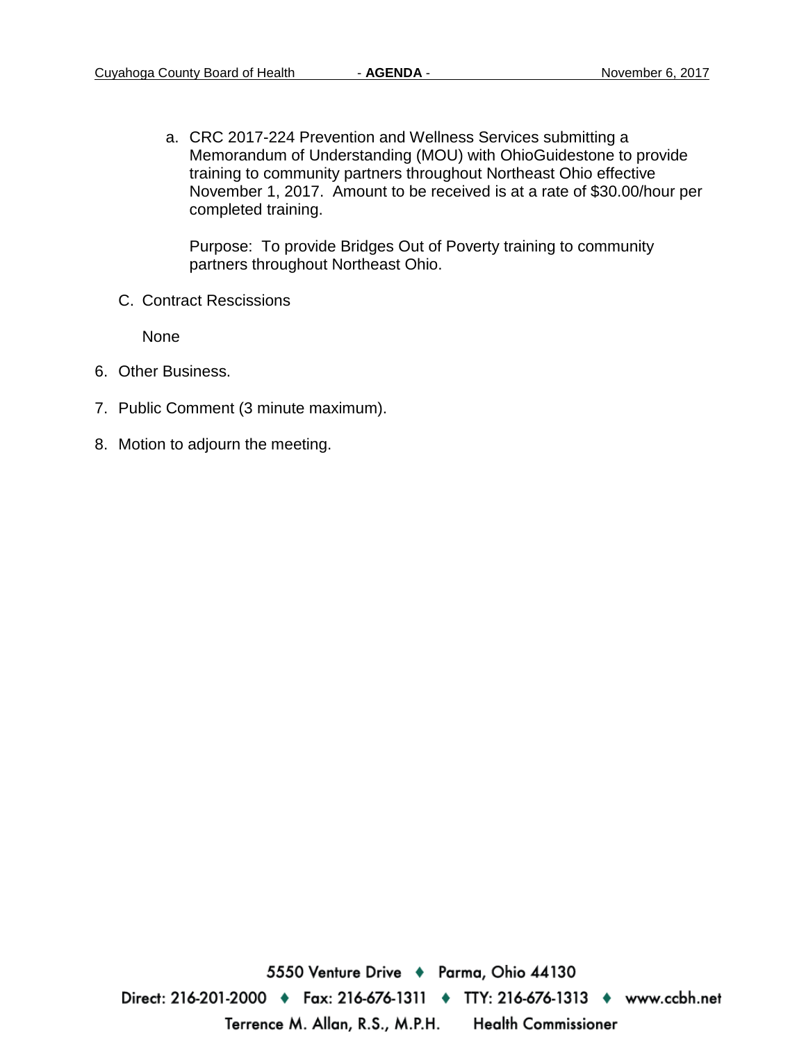a. CRC 2017-224 Prevention and Wellness Services submitting a Memorandum of Understanding (MOU) with OhioGuidestone to provide training to community partners throughout Northeast Ohio effective November 1, 2017. Amount to be received is at a rate of $30.00/hour per completed training.

   Purpose: To provide Bridges Out of Poverty training to community partners throughout Northeast Ohio.

C. Contract Rescissions

   None

6. Other Business.

7. Public Comment (3 minute maximum).

8. Motion to adjourn the meeting.